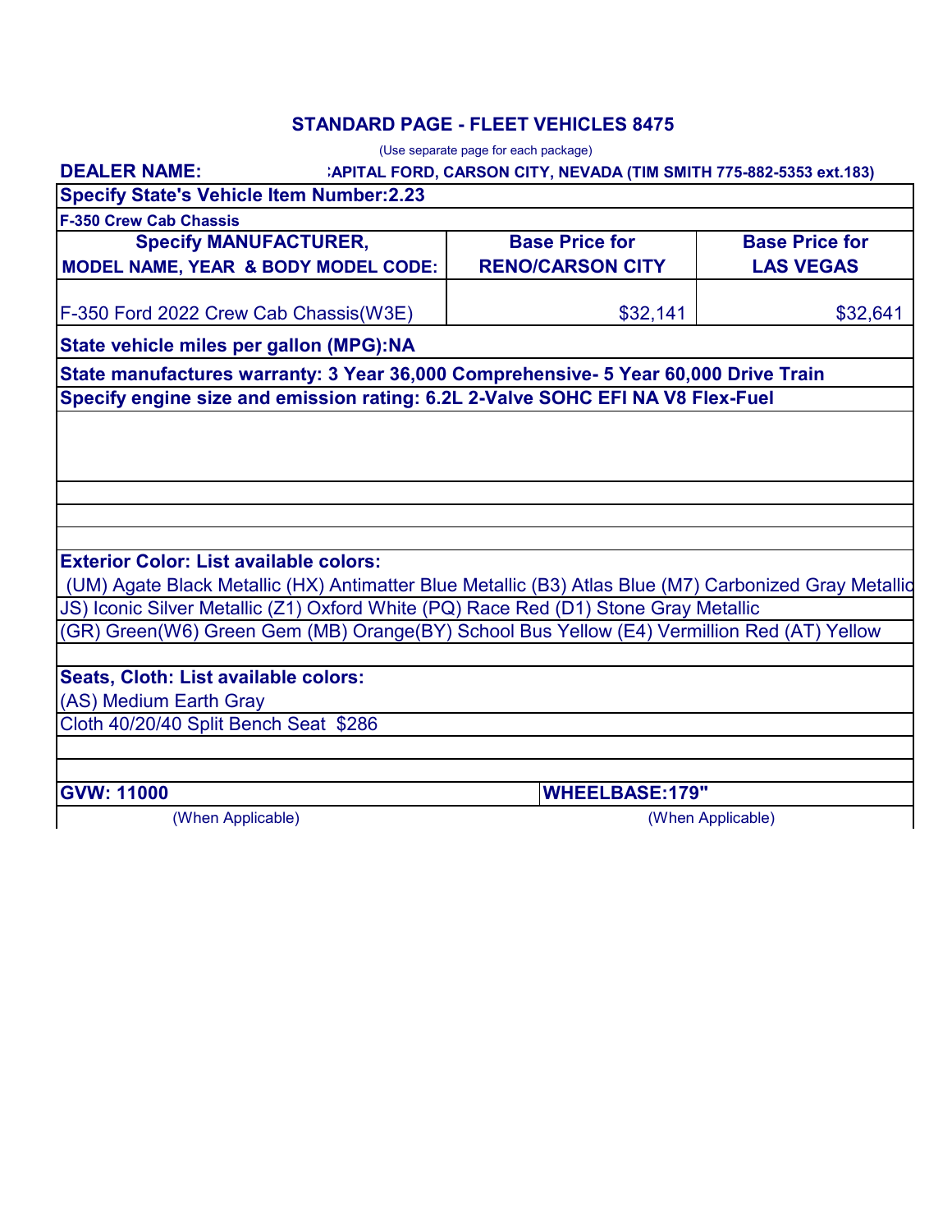## STANDARD PAGE - FLEET VEHICLES 8475

(Use separate page for each package)

**DEALER NAME:** :APITAL FORD, CARSON CITY, NEVADA (TIM SMITH 775-882-5353 ext.183)

**Specify State's Vehicle Item Number:2.23**

**F-350 Crew Cab Chassis**

| Specify MANUFACTURER, MODEL NAME, YEAR & BODY MODEL CODE: | Base Price for RENO/CARSON CITY | Base Price for LAS VEGAS |
|---|---|---|
| F-350 Ford 2022 Crew Cab Chassis(W3E) | $32,141 | $32,641 |

**State vehicle miles per gallon (MPG):NA**

**State manufactures warranty: 3 Year 36,000 Comprehensive- 5 Year 60,000 Drive Train**

**Specify engine size and emission rating: 6.2L 2-Valve SOHC EFI NA V8 Flex-Fuel**

**Exterior Color: List available colors:**

(UM) Agate Black Metallic (HX) Antimatter Blue Metallic (B3) Atlas Blue (M7) Carbonized Gray Metallic
JS) Iconic Silver Metallic (Z1) Oxford White (PQ) Race Red (D1) Stone Gray Metallic
(GR) Green(W6) Green Gem (MB) Orange(BY) School Bus Yellow (E4) Vermillion Red (AT) Yellow

**Seats, Cloth: List available colors:**

(AS) Medium Earth Gray
Cloth 40/20/40 Split Bench Seat $286

| **GVW: 11000** | **WHEELBASE:179"** |
|---|---|
| (When Applicable) | (When Applicable) |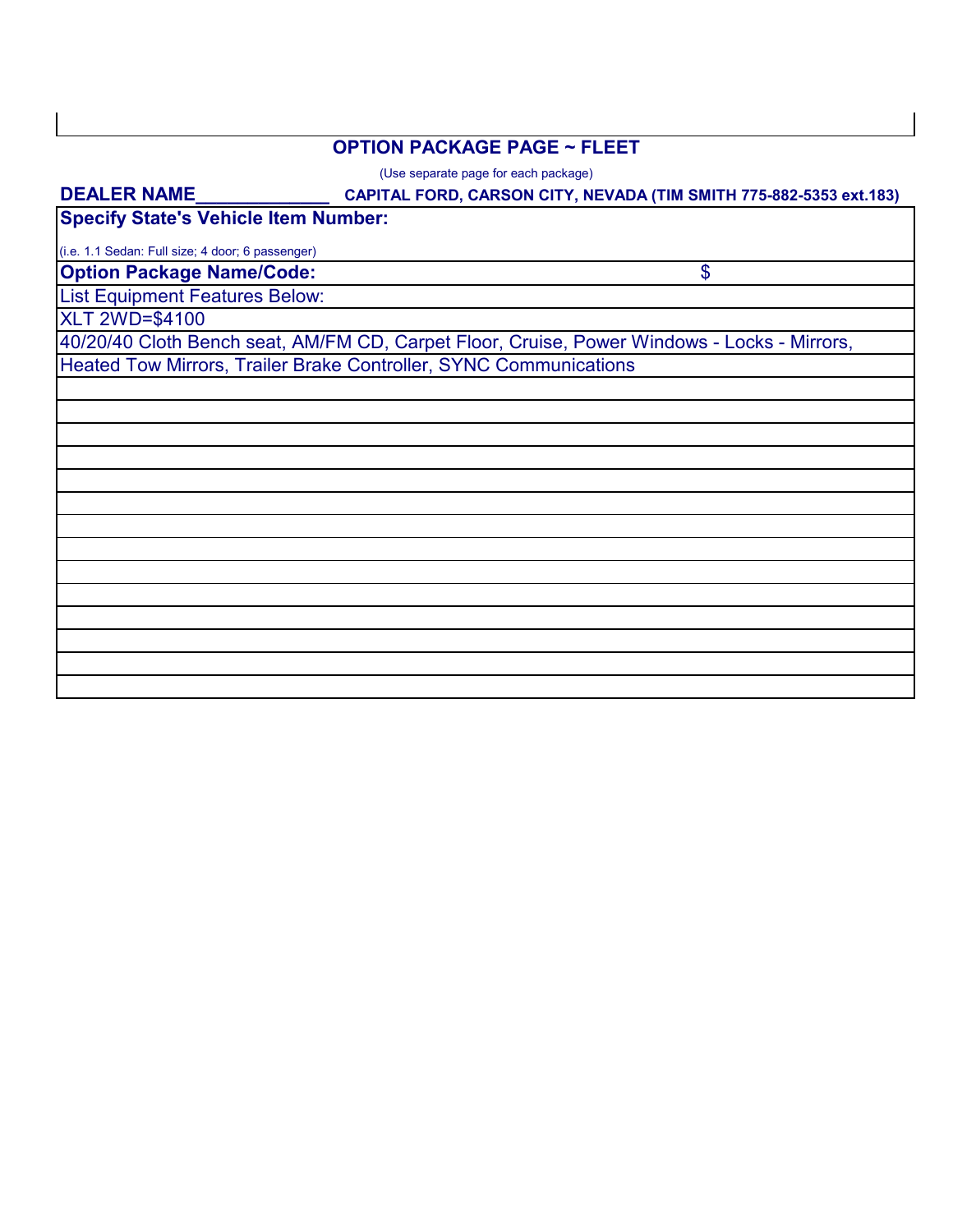## OPTION PACKAGE PAGE ~ FLEET

(Use separate page for each package)

**DEALER NAME\_\_\_\_\_\_\_\_\_\_\_\_\_ CAPITAL FORD, CARSON CITY, NEVADA (TIM SMITH 775-882-5353 ext.183)**

| **Specify State's Vehicle Item Number:** | |
|---|---|
| (i.e. 1.1 Sedan: Full size; 4 door; 6 passenger) | |
| **Option Package Name/Code:** | $ |
| List Equipment Features Below: | |
| XLT 2WD=$4100 | |
| 40/20/40 Cloth Bench seat, AM/FM CD, Carpet Floor, Cruise, Power Windows - Locks - Mirrors, | |
| Heated Tow Mirrors, Trailer Brake Controller, SYNC Communications | |
| | |
| | |
| | |
| | |
| | |
| | |
| | |
| | |
| | |
| | |
| | |
| | |
| | |
| | |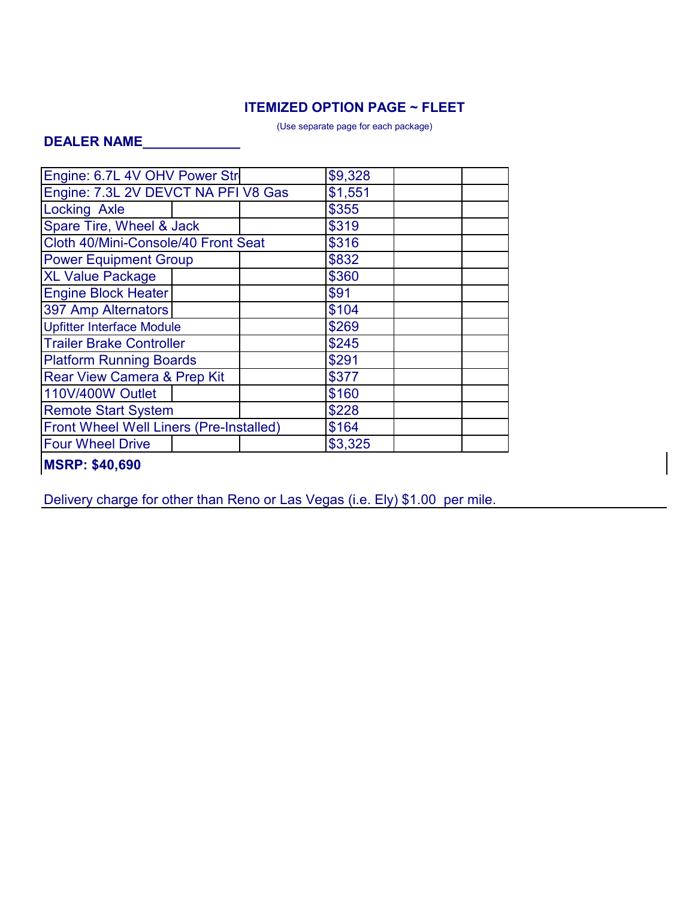## ITEMIZED OPTION PAGE ~ FLEET

(Use separate page for each package)

**DEALER NAME____________**

| | | | |
|---|---|---|---|
| Engine: 6.7L 4V OHV Power Str | $9,328 | | |
| Engine: 7.3L 2V DEVCT NA PFI V8 Gas | $1,551 | | |
| Locking Axle | $355 | | |
| Spare Tire, Wheel & Jack | $319 | | |
| Cloth 40/Mini-Console/40 Front Seat | $316 | | |
| Power Equipment Group | $832 | | |
| XL Value Package | $360 | | |
| Engine Block Heater | $91 | | |
| 397 Amp Alternators | $104 | | |
| Upfitter Interface Module | $269 | | |
| Trailer Brake Controller | $245 | | |
| Platform Running Boards | $291 | | |
| Rear View Camera & Prep Kit | $377 | | |
| 110V/400W Outlet | $160 | | |
| Remote Start System | $228 | | |
| Front Wheel Well Liners (Pre-Installed) | $164 | | |
| Four Wheel Drive | $3,325 | | |

**MSRP: $40,690**

Delivery charge for other than Reno or Las Vegas (i.e. Ely) $1.00 per mile.